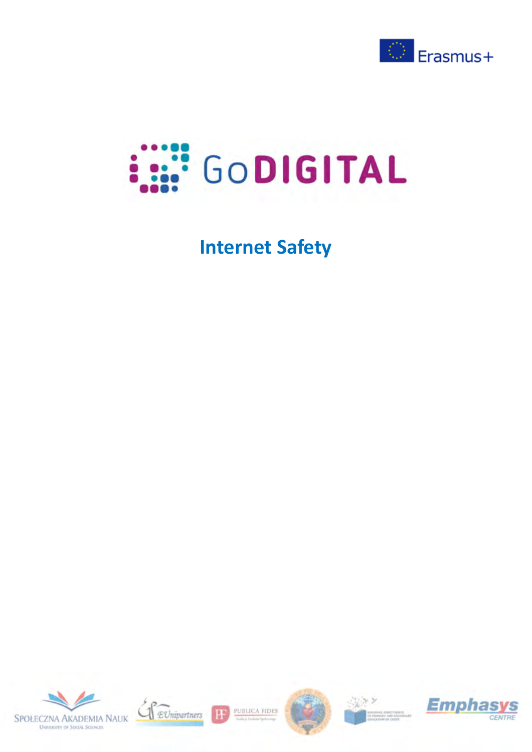Erasmus+

GoDIGITAL

# Internet Safety

SPOŁECZNA AKADEMIA NAUK
University of Social Sciences

EUnipartners

PUBLICA FIDES

Emphasys CENTRE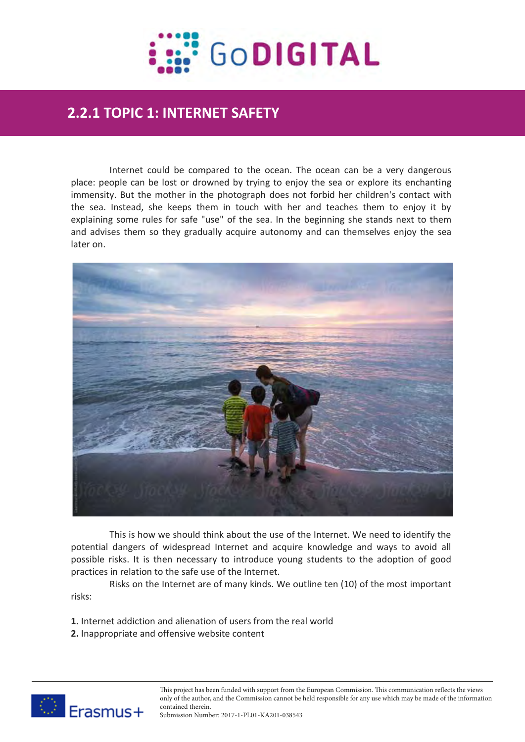## 2.2.1 TOPIC 1: INTERNET SAFETY

Internet could be compared to the ocean. The ocean can be a very dangerous place: people can be lost or drowned by trying to enjoy the sea or explore its enchanting immensity. But the mother in the photograph does not forbid her children's contact with the sea. Instead, she keeps them in touch with her and teaches them to enjoy it by explaining some rules for safe "use" of the sea. In the beginning she stands next to them and advises them so they gradually acquire autonomy and can themselves enjoy the sea later on.

This is how we should think about the use of the Internet. We need to identify the potential dangers of widespread Internet and acquire knowledge and ways to avoid all possible risks. It is then necessary to introduce young students to the adoption of good practices in relation to the safe use of the Internet.

Risks on the Internet are of many kinds. We outline ten (10) of the most important risks:

**1.** Internet addiction and alienation of users from the real world
**2.** Inappropriate and offensive website content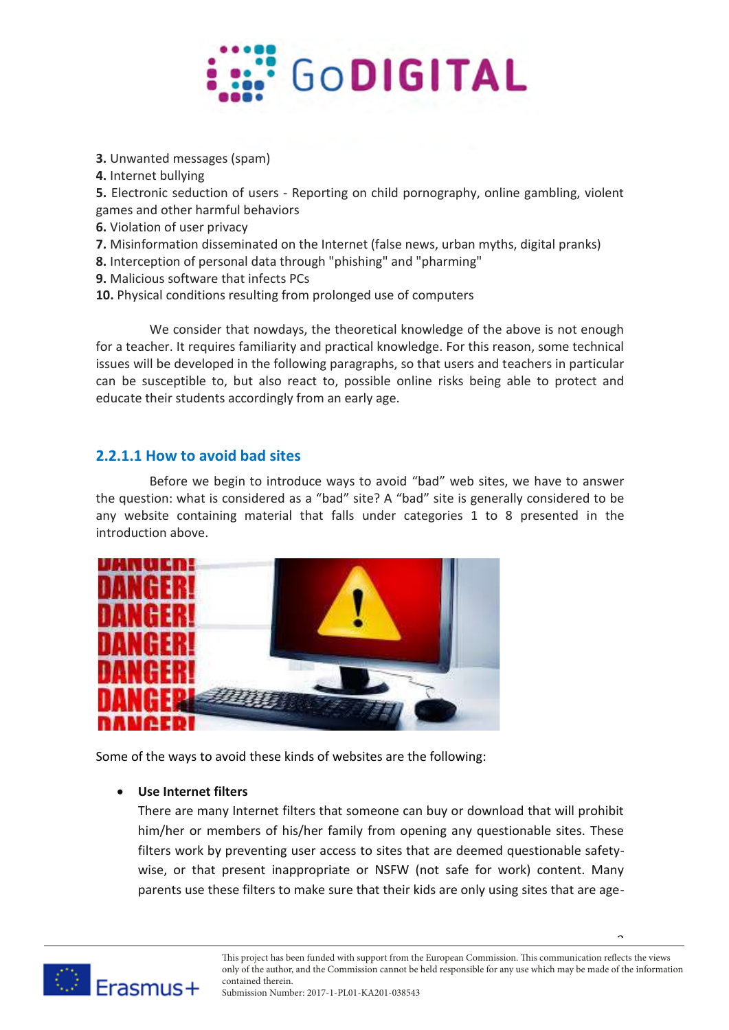**3.** Unwanted messages (spam)
**4.** Internet bullying
**5.** Electronic seduction of users - Reporting on child pornography, online gambling, violent games and other harmful behaviors
**6.** Violation of user privacy
**7.** Misinformation disseminated on the Internet (false news, urban myths, digital pranks)
**8.** Interception of personal data through "phishing" and "pharming"
**9.** Malicious software that infects PCs
**10.** Physical conditions resulting from prolonged use of computers

We consider that nowdays, the theoretical knowledge of the above is not enough for a teacher. It requires familiarity and practical knowledge. For this reason, some technical issues will be developed in the following paragraphs, so that users and teachers in particular can be susceptible to, but also react to, possible online risks being able to protect and educate their students accordingly from an early age.

### 2.2.1.1 How to avoid bad sites

Before we begin to introduce ways to avoid "bad" web sites, we have to answer the question: what is considered as a "bad" site? A "bad" site is generally considered to be any website containing material that falls under categories 1 to 8 presented in the introduction above.

Some of the ways to avoid these kinds of websites are the following:

- **Use Internet filters**
  There are many Internet filters that someone can buy or download that will prohibit him/her or members of his/her family from opening any questionable sites. These filters work by preventing user access to sites that are deemed questionable safety-wise, or that present inappropriate or NSFW (not safe for work) content. Many parents use these filters to make sure that their kids are only using sites that are age-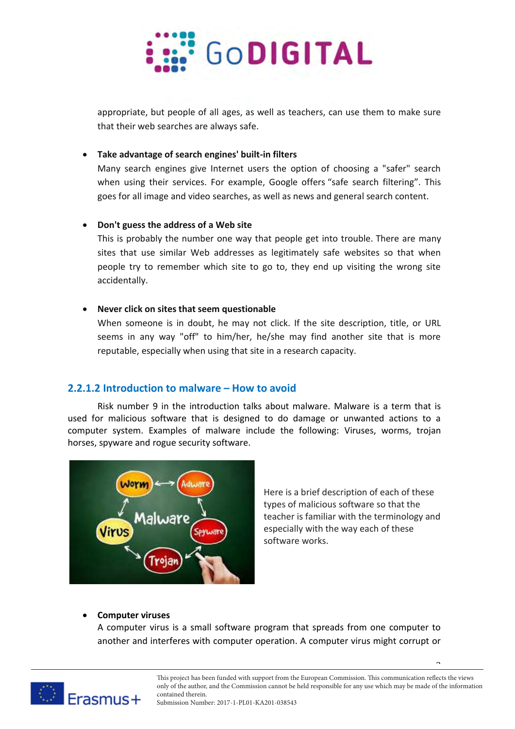appropriate, but people of all ages, as well as teachers, can use them to make sure that their web searches are always safe.

- **Take advantage of search engines' built-in filters**
  Many search engines give Internet users the option of choosing a "safer" search when using their services. For example, Google offers "safe search filtering". This goes for all image and video searches, as well as news and general search content.

- **Don't guess the address of a Web site**
  This is probably the number one way that people get into trouble. There are many sites that use similar Web addresses as legitimately safe websites so that when people try to remember which site to go to, they end up visiting the wrong site accidentally.

- **Never click on sites that seem questionable**
  When someone is in doubt, he may not click. If the site description, title, or URL seems in any way "off" to him/her, he/she may find another site that is more reputable, especially when using that site in a research capacity.

### 2.2.1.2 Introduction to malware – How to avoid

Risk number 9 in the introduction talks about malware. Malware is a term that is used for malicious software that is designed to do damage or unwanted actions to a computer system. Examples of malware include the following: Viruses, worms, trojan horses, spyware and rogue security software.

Here is a brief description of each of these types of malicious software so that the teacher is familiar with the terminology and especially with the way each of these software works.

- **Computer viruses**
  A computer virus is a small software program that spreads from one computer to another and interferes with computer operation. A computer virus might corrupt or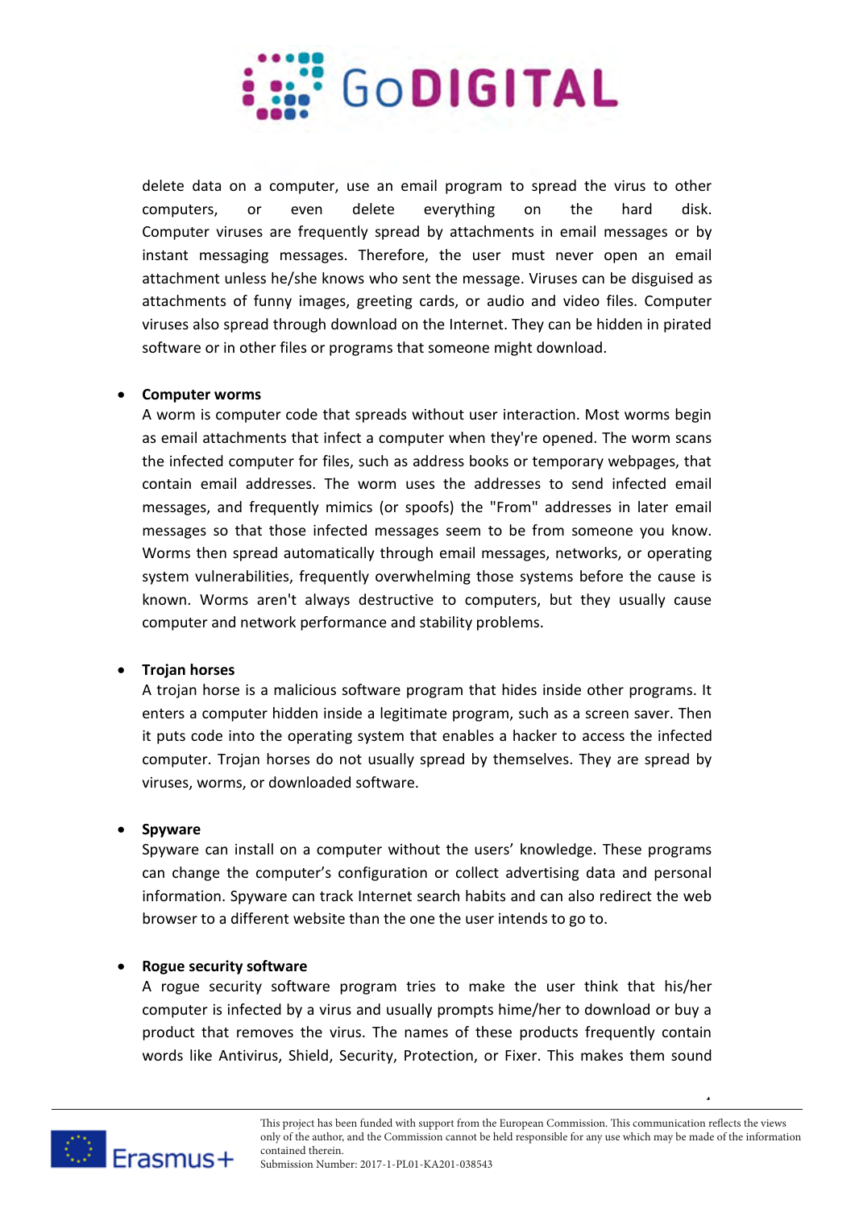delete data on a computer, use an email program to spread the virus to other computers, or even delete everything on the hard disk. Computer viruses are frequently spread by attachments in email messages or by instant messaging messages. Therefore, the user must never open an email attachment unless he/she knows who sent the message. Viruses can be disguised as attachments of funny images, greeting cards, or audio and video files. Computer viruses also spread through download on the Internet. They can be hidden in pirated software or in other files or programs that someone might download.

- **Computer worms**
  A worm is computer code that spreads without user interaction. Most worms begin as email attachments that infect a computer when they're opened. The worm scans the infected computer for files, such as address books or temporary webpages, that contain email addresses. The worm uses the addresses to send infected email messages, and frequently mimics (or spoofs) the "From" addresses in later email messages so that those infected messages seem to be from someone you know. Worms then spread automatically through email messages, networks, or operating system vulnerabilities, frequently overwhelming those systems before the cause is known. Worms aren't always destructive to computers, but they usually cause computer and network performance and stability problems.

- **Trojan horses**
  A trojan horse is a malicious software program that hides inside other programs. It enters a computer hidden inside a legitimate program, such as a screen saver. Then it puts code into the operating system that enables a hacker to access the infected computer. Trojan horses do not usually spread by themselves. They are spread by viruses, worms, or downloaded software.

- **Spyware**
  Spyware can install on a computer without the users' knowledge. These programs can change the computer's configuration or collect advertising data and personal information. Spyware can track Internet search habits and can also redirect the web browser to a different website than the one the user intends to go to.

- **Rogue security software**
  A rogue security software program tries to make the user think that his/her computer is infected by a virus and usually prompts hime/her to download or buy a product that removes the virus. The names of these products frequently contain words like Antivirus, Shield, Security, Protection, or Fixer. This makes them sound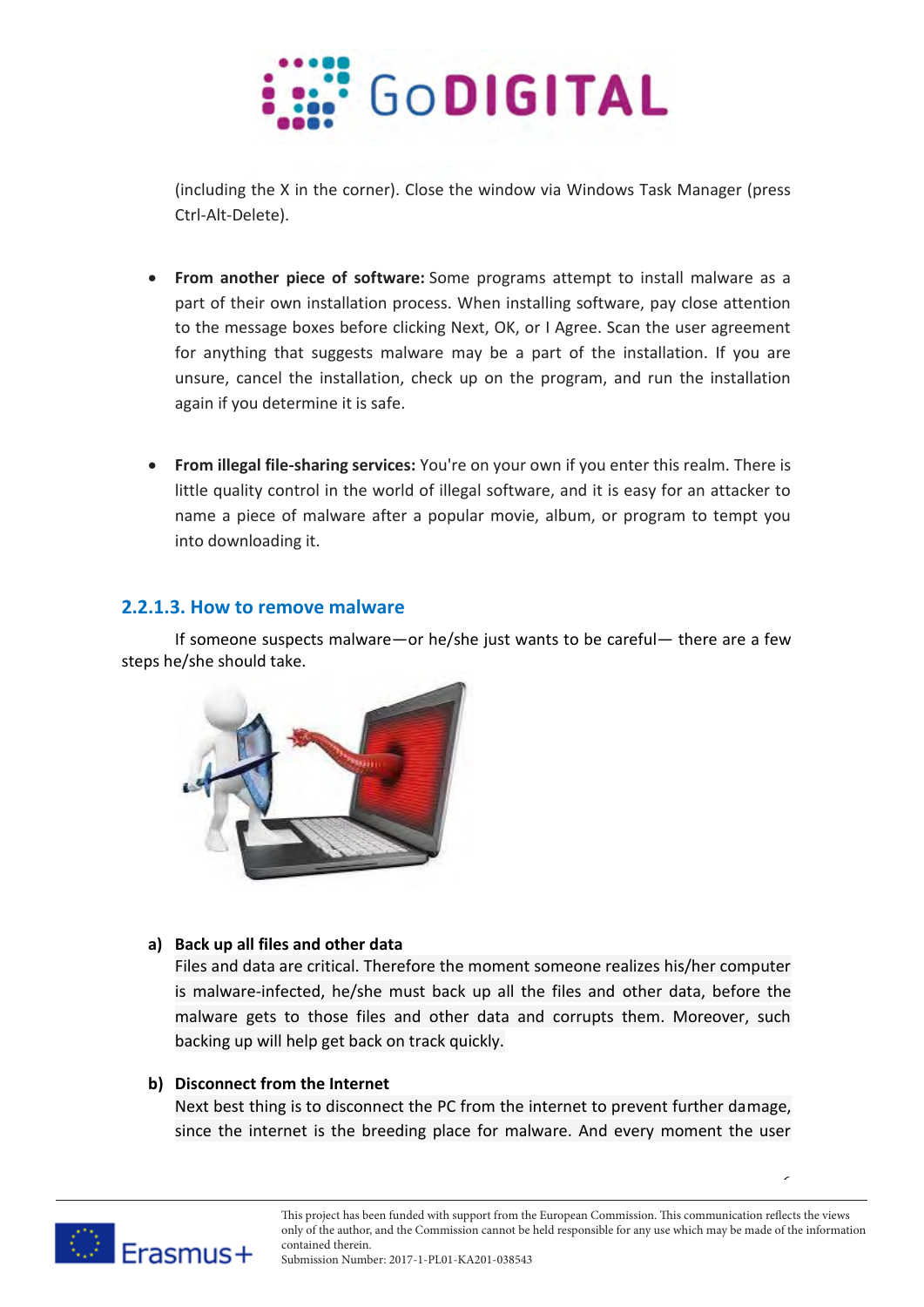(including the X in the corner). Close the window via Windows Task Manager (press Ctrl-Alt-Delete).

- **From another piece of software:** Some programs attempt to install malware as a part of their own installation process. When installing software, pay close attention to the message boxes before clicking Next, OK, or I Agree. Scan the user agreement for anything that suggests malware may be a part of the installation. If you are unsure, cancel the installation, check up on the program, and run the installation again if you determine it is safe.

- **From illegal file-sharing services:** You're on your own if you enter this realm. There is little quality control in the world of illegal software, and it is easy for an attacker to name a piece of malware after a popular movie, album, or program to tempt you into downloading it.

### 2.2.1.3. How to remove malware

If someone suspects malware—or he/she just wants to be careful— there are a few steps he/she should take.

**a) Back up all files and other data**

Files and data are critical. Therefore the moment someone realizes his/her computer is malware-infected, he/she must back up all the files and other data, before the malware gets to those files and other data and corrupts them. Moreover, such backing up will help get back on track quickly.

**b) Disconnect from the Internet**

Next best thing is to disconnect the PC from the internet to prevent further damage, since the internet is the breeding place for malware. And every moment the user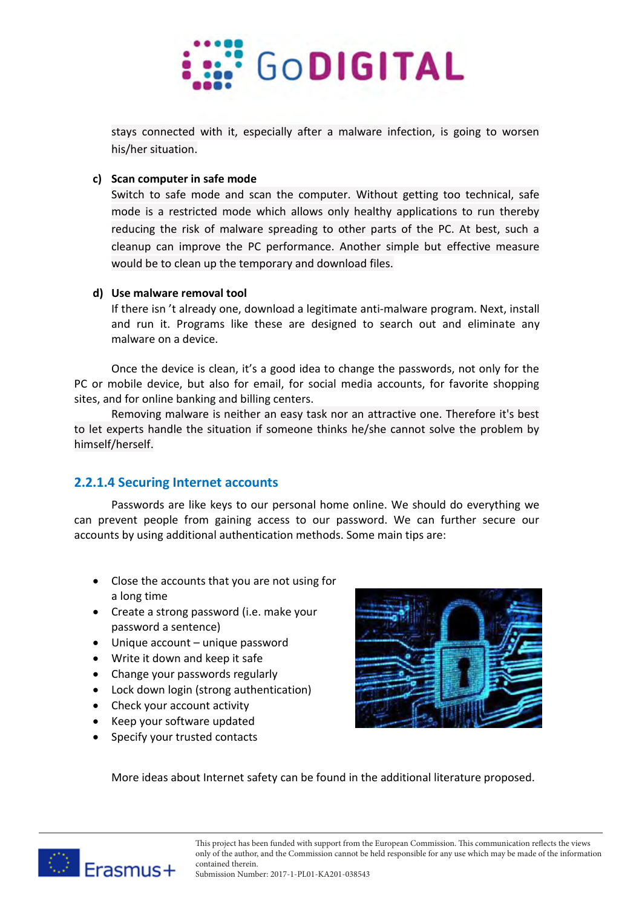stays connected with it, especially after a malware infection, is going to worsen his/her situation.

**c) Scan computer in safe mode**

Switch to safe mode and scan the computer. Without getting too technical, safe mode is a restricted mode which allows only healthy applications to run thereby reducing the risk of malware spreading to other parts of the PC. At best, such a cleanup can improve the PC performance. Another simple but effective measure would be to clean up the temporary and download files.

**d) Use malware removal tool**

If there isn 't already one, download a legitimate anti-malware program. Next, install and run it. Programs like these are designed to search out and eliminate any malware on a device.

Once the device is clean, it's a good idea to change the passwords, not only for the PC or mobile device, but also for email, for social media accounts, for favorite shopping sites, and for online banking and billing centers.

Removing malware is neither an easy task nor an attractive one. Therefore it's best to let experts handle the situation if someone thinks he/she cannot solve the problem by himself/herself.

### 2.2.1.4 Securing Internet accounts

Passwords are like keys to our personal home online. We should do everything we can prevent people from gaining access to our password. We can further secure our accounts by using additional authentication methods. Some main tips are:

- Close the accounts that you are not using for a long time
- Create a strong password (i.e. make your password a sentence)
- Unique account – unique password
- Write it down and keep it safe
- Change your passwords regularly
- Lock down login (strong authentication)
- Check your account activity
- Keep your software updated
- Specify your trusted contacts

More ideas about Internet safety can be found in the additional literature proposed.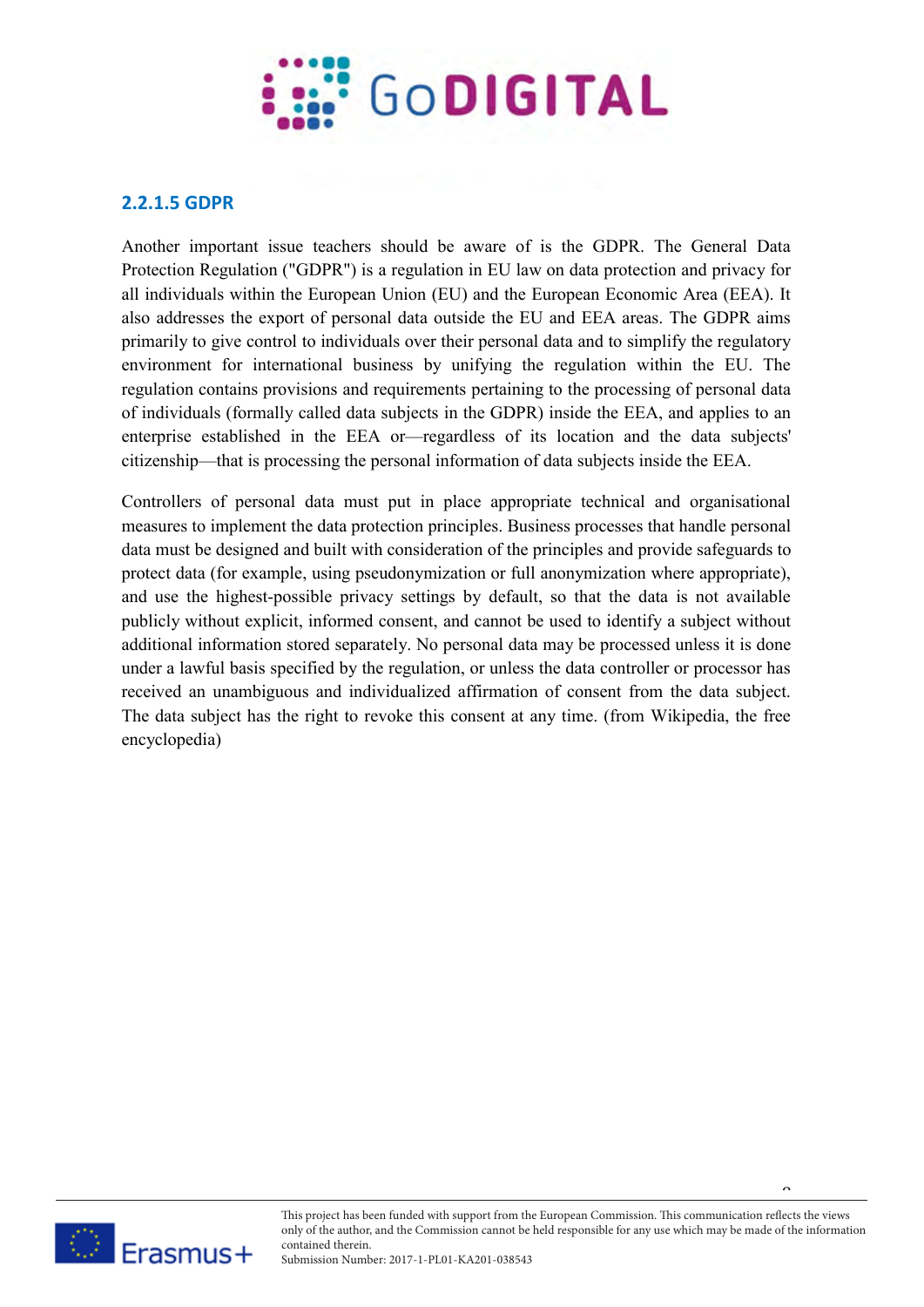### 2.2.1.5 GDPR

Another important issue teachers should be aware of is the GDPR. The General Data Protection Regulation ("GDPR") is a regulation in EU law on data protection and privacy for all individuals within the European Union (EU) and the European Economic Area (EEA). It also addresses the export of personal data outside the EU and EEA areas. The GDPR aims primarily to give control to individuals over their personal data and to simplify the regulatory environment for international business by unifying the regulation within the EU. The regulation contains provisions and requirements pertaining to the processing of personal data of individuals (formally called data subjects in the GDPR) inside the EEA, and applies to an enterprise established in the EEA or—regardless of its location and the data subjects' citizenship—that is processing the personal information of data subjects inside the EEA.

Controllers of personal data must put in place appropriate technical and organisational measures to implement the data protection principles. Business processes that handle personal data must be designed and built with consideration of the principles and provide safeguards to protect data (for example, using pseudonymization or full anonymization where appropriate), and use the highest-possible privacy settings by default, so that the data is not available publicly without explicit, informed consent, and cannot be used to identify a subject without additional information stored separately. No personal data may be processed unless it is done under a lawful basis specified by the regulation, or unless the data controller or processor has received an unambiguous and individualized affirmation of consent from the data subject. The data subject has the right to revoke this consent at any time. (from Wikipedia, the free encyclopedia)